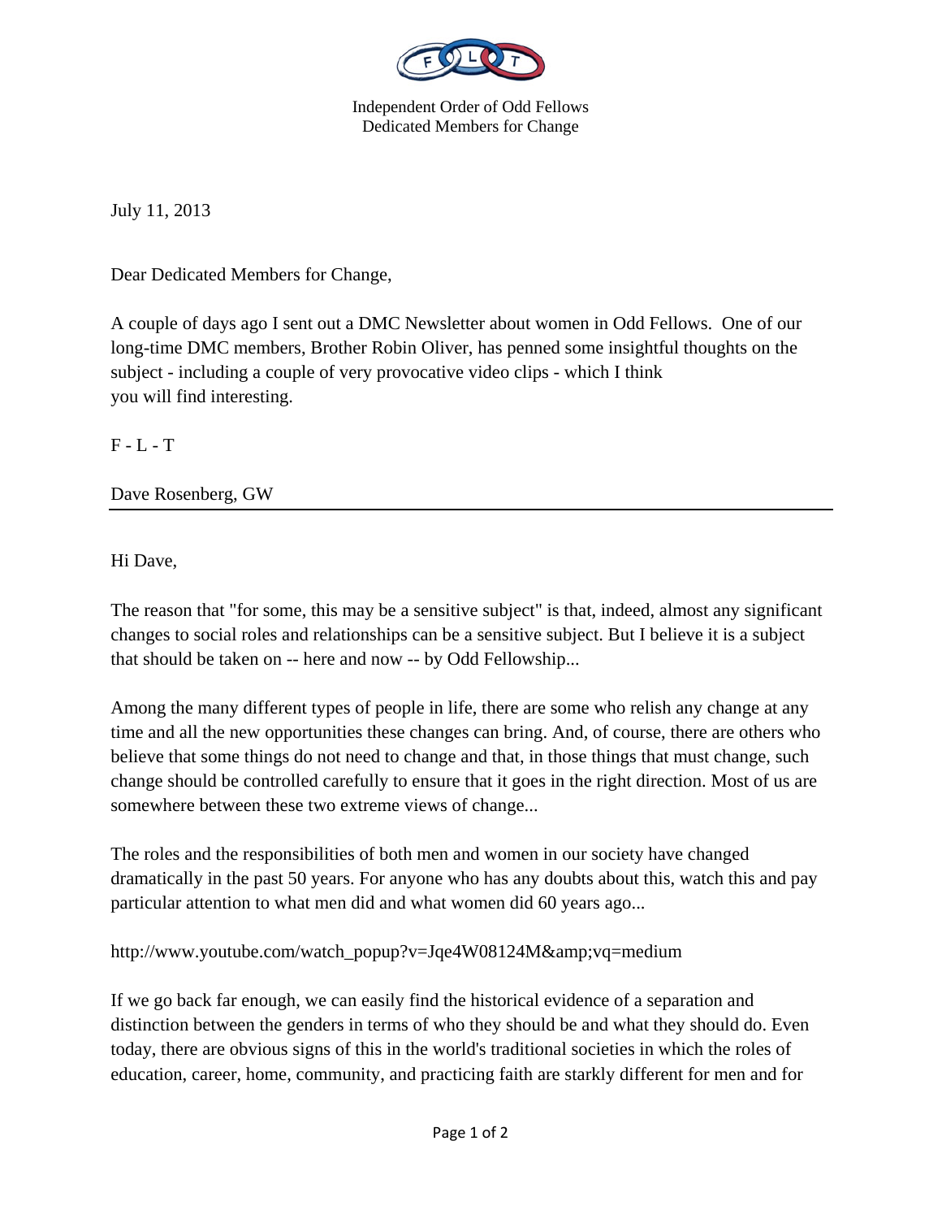Independent Order of Odd Fellows
Dedicated Members for Change

July 11, 2013

Dear Dedicated Members for Change,

A couple of days ago I sent out a DMC Newsletter about women in Odd Fellows. One of our long-time DMC members, Brother Robin Oliver, has penned some insightful thoughts on the subject - including a couple of very provocative video clips - which I think you will find interesting.

F - L - T

Dave Rosenberg, GW

---

Hi Dave,

The reason that "for some, this may be a sensitive subject" is that, indeed, almost any significant changes to social roles and relationships can be a sensitive subject. But I believe it is a subject that should be taken on -- here and now -- by Odd Fellowship...

Among the many different types of people in life, there are some who relish any change at any time and all the new opportunities these changes can bring. And, of course, there are others who believe that some things do not need to change and that, in those things that must change, such change should be controlled carefully to ensure that it goes in the right direction. Most of us are somewhere between these two extreme views of change...

The roles and the responsibilities of both men and women in our society have changed dramatically in the past 50 years. For anyone who has any doubts about this, watch this and pay particular attention to what men did and what women did 60 years ago...

http://www.youtube.com/watch_popup?v=Jqe4W08124M&amp;vq=medium

If we go back far enough, we can easily find the historical evidence of a separation and distinction between the genders in terms of who they should be and what they should do. Even today, there are obvious signs of this in the world's traditional societies in which the roles of education, career, home, community, and practicing faith are starkly different for men and for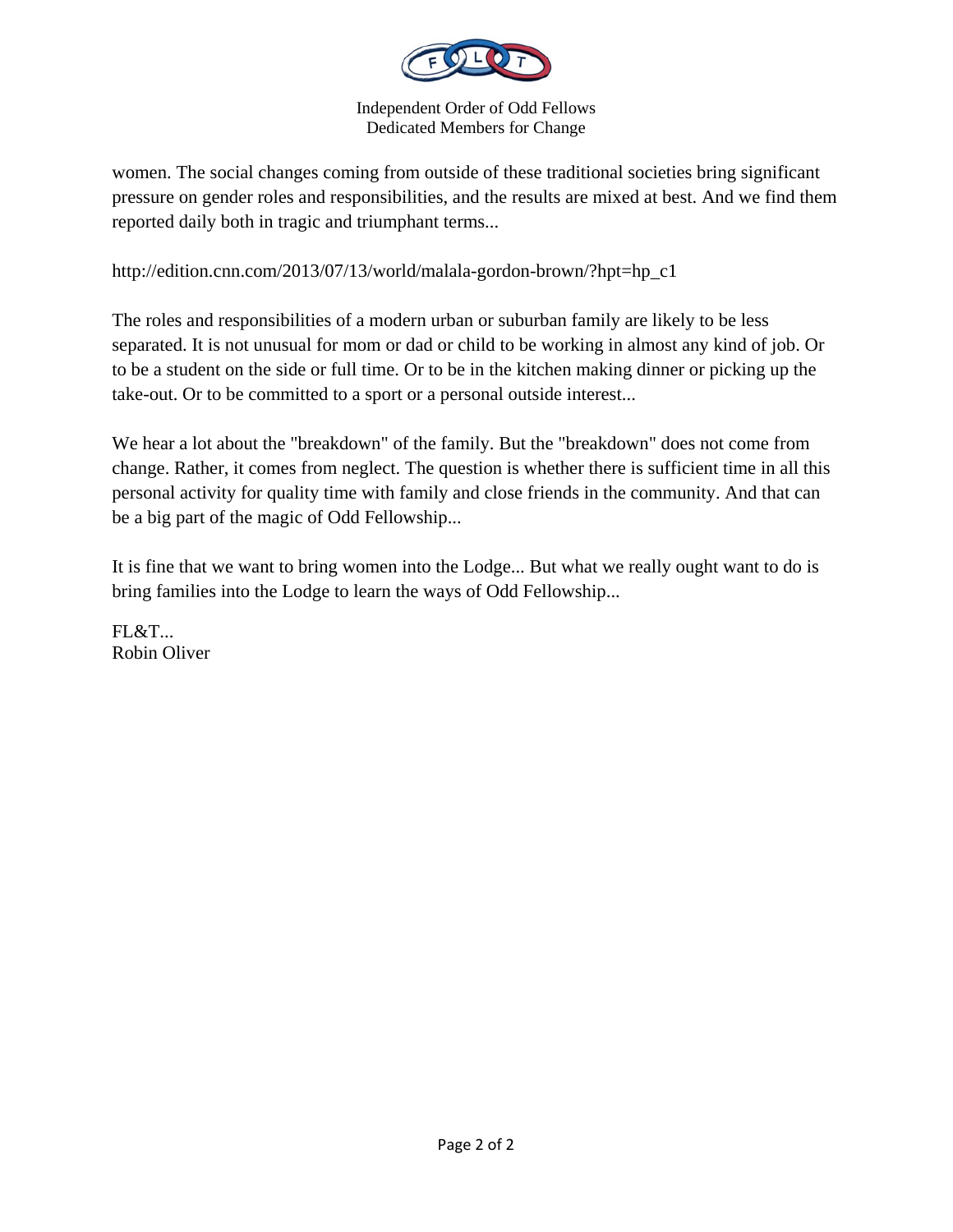women. The social changes coming from outside of these traditional societies bring significant pressure on gender roles and responsibilities, and the results are mixed at best. And we find them reported daily both in tragic and triumphant terms...

http://edition.cnn.com/2013/07/13/world/malala-gordon-brown/?hpt=hp_c1

The roles and responsibilities of a modern urban or suburban family are likely to be less separated. It is not unusual for mom or dad or child to be working in almost any kind of job. Or to be a student on the side or full time. Or to be in the kitchen making dinner or picking up the take-out. Or to be committed to a sport or a personal outside interest...

We hear a lot about the "breakdown" of the family. But the "breakdown" does not come from change. Rather, it comes from neglect. The question is whether there is sufficient time in all this personal activity for quality time with family and close friends in the community. And that can be a big part of the magic of Odd Fellowship...

It is fine that we want to bring women into the Lodge... But what we really ought want to do is bring families into the Lodge to learn the ways of Odd Fellowship...

FL&T...
Robin Oliver